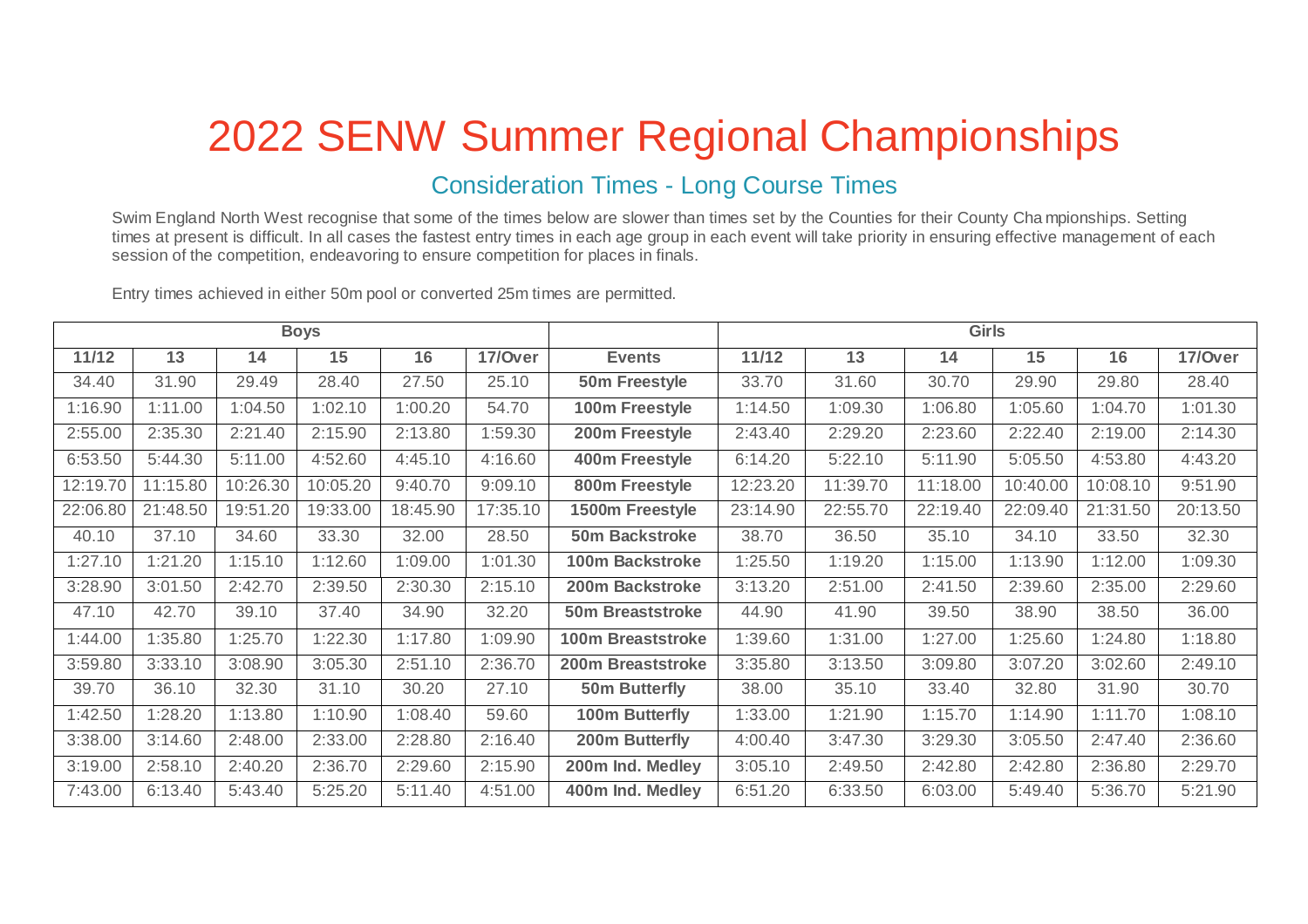# 2022 SENW Summer Regional Championships

## Consideration Times - Long Course Times

Swim England North West recognise that some of the times below are slower than times set by the Counties for their County Championships. Setting times at present is difficult. In all cases the fastest entry times in each age group in each event will take priority in ensuring effective management of each session of the competition, endeavoring to ensure competition for places in finals.

Entry times achieved in either 50m pool or converted 25m times are permitted.

| Boys | | | | | | | Girls | | | | | |
|---|---|---|---|---|---|---|---|---|---|---|---|---|
| **11/12** | **13** | **14** | **15** | **16** | **17/Over** | **Events** | **11/12** | **13** | **14** | **15** | **16** | **17/Over** |
| 34.40 | 31.90 | 29.49 | 28.40 | 27.50 | 25.10 | **50m Freestyle** | 33.70 | 31.60 | 30.70 | 29.90 | 29.80 | 28.40 |
| 1:16.90 | 1:11.00 | 1:04.50 | 1:02.10 | 1:00.20 | 54.70 | **100m Freestyle** | 1:14.50 | 1:09.30 | 1:06.80 | 1:05.60 | 1:04.70 | 1:01.30 |
| 2:55.00 | 2:35.30 | 2:21.40 | 2:15.90 | 2:13.80 | 1:59.30 | **200m Freestyle** | 2:43.40 | 2:29.20 | 2:23.60 | 2:22.40 | 2:19.00 | 2:14.30 |
| 6:53.50 | 5:44.30 | 5:11.00 | 4:52.60 | 4:45.10 | 4:16.60 | **400m Freestyle** | 6:14.20 | 5:22.10 | 5:11.90 | 5:05.50 | 4:53.80 | 4:43.20 |
| 12:19.70 | 11:15.80 | 10:26.30 | 10:05.20 | 9:40.70 | 9:09.10 | **800m Freestyle** | 12:23.20 | 11:39.70 | 11:18.00 | 10:40.00 | 10:08.10 | 9:51.90 |
| 22:06.80 | 21:48.50 | 19:51.20 | 19:33.00 | 18:45.90 | 17:35.10 | **1500m Freestyle** | 23:14.90 | 22:55.70 | 22:19.40 | 22:09.40 | 21:31.50 | 20:13.50 |
| 40.10 | 37.10 | 34.60 | 33.30 | 32.00 | 28.50 | **50m Backstroke** | 38.70 | 36.50 | 35.10 | 34.10 | 33.50 | 32.30 |
| 1:27.10 | 1:21.20 | 1:15.10 | 1:12.60 | 1:09.00 | 1:01.30 | **100m Backstroke** | 1:25.50 | 1:19.20 | 1:15.00 | 1:13.90 | 1:12.00 | 1:09.30 |
| 3:28.90 | 3:01.50 | 2:42.70 | 2:39.50 | 2:30.30 | 2:15.10 | **200m Backstroke** | 3:13.20 | 2:51.00 | 2:41.50 | 2:39.60 | 2:35.00 | 2:29.60 |
| 47.10 | 42.70 | 39.10 | 37.40 | 34.90 | 32.20 | **50m Breaststroke** | 44.90 | 41.90 | 39.50 | 38.90 | 38.50 | 36.00 |
| 1:44.00 | 1:35.80 | 1:25.70 | 1:22.30 | 1:17.80 | 1:09.90 | **100m Breaststroke** | 1:39.60 | 1:31.00 | 1:27.00 | 1:25.60 | 1:24.80 | 1:18.80 |
| 3:59.80 | 3:33.10 | 3:08.90 | 3:05.30 | 2:51.10 | 2:36.70 | **200m Breaststroke** | 3:35.80 | 3:13.50 | 3:09.80 | 3:07.20 | 3:02.60 | 2:49.10 |
| 39.70 | 36.10 | 32.30 | 31.10 | 30.20 | 27.10 | **50m Butterfly** | 38.00 | 35.10 | 33.40 | 32.80 | 31.90 | 30.70 |
| 1:42.50 | 1:28.20 | 1:13.80 | 1:10.90 | 1:08.40 | 59.60 | **100m Butterfly** | 1:33.00 | 1:21.90 | 1:15.70 | 1:14.90 | 1:11.70 | 1:08.10 |
| 3:38.00 | 3:14.60 | 2:48.00 | 2:33.00 | 2:28.80 | 2:16.40 | **200m Butterfly** | 4:00.40 | 3:47.30 | 3:29.30 | 3:05.50 | 2:47.40 | 2:36.60 |
| 3:19.00 | 2:58.10 | 2:40.20 | 2:36.70 | 2:29.60 | 2:15.90 | **200m Ind. Medley** | 3:05.10 | 2:49.50 | 2:42.80 | 2:42.80 | 2:36.80 | 2:29.70 |
| 7:43.00 | 6:13.40 | 5:43.40 | 5:25.20 | 5:11.40 | 4:51.00 | **400m Ind. Medley** | 6:51.20 | 6:33.50 | 6:03.00 | 5:49.40 | 5:36.70 | 5:21.90 |